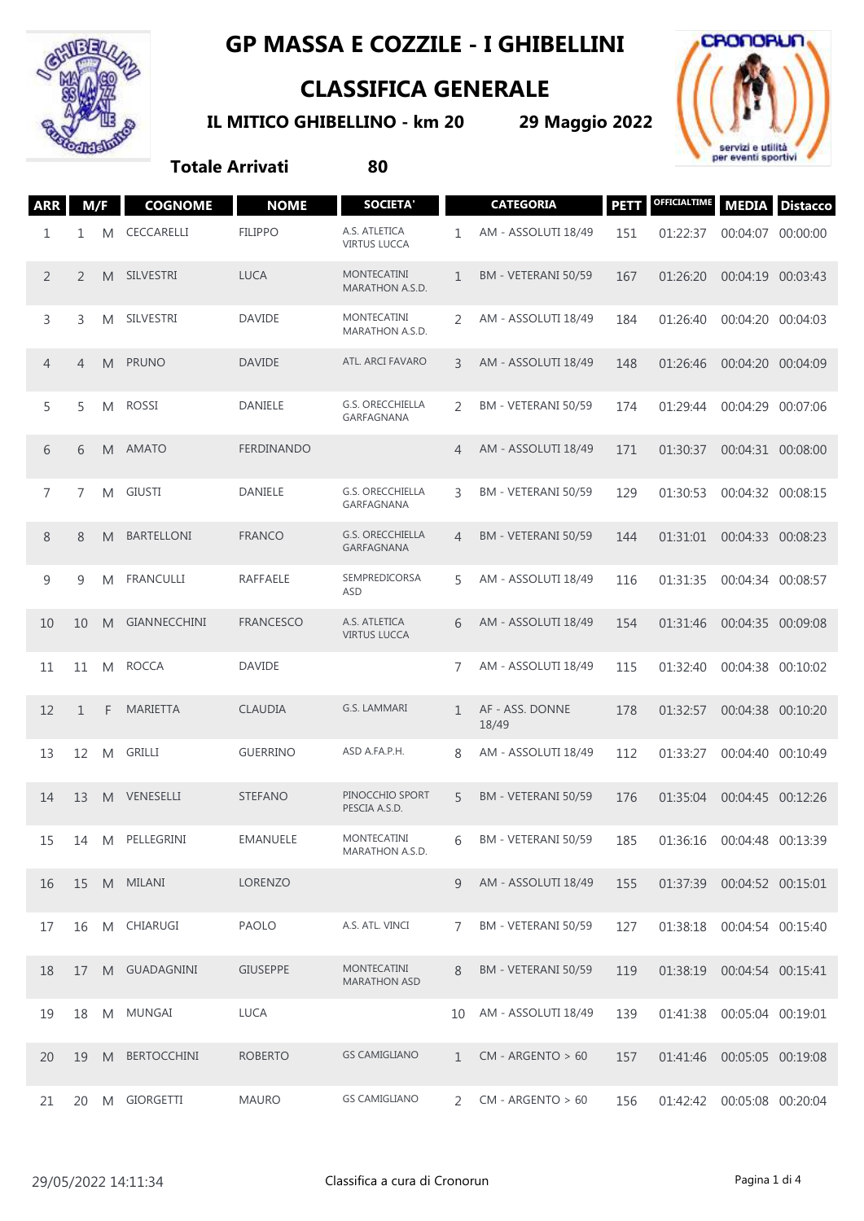# GP MASSA E COZZILE - I GHIBELLINI

## CLASSIFICA GENERALE

**IL MITICO GHIBELLINO - km 20** **29 Maggio 2022**

**Totale Arrivati** **80**

| ARR | M/F | | COGNOME | NOME | SOCIETA' | CATEGORIA | | PETT | OFFICIALTIME | MEDIA | Distacco |
|---|---|---|---|---|---|---|---|---|---|---|---|
| 1 | 1 | M | CECCARELLI | FILIPPO | A.S. ATLETICA VIRTUS LUCCA | 1 | AM - ASSOLUTI 18/49 | 151 | 01:22:37 | 00:04:07 | 00:00:00 |
| 2 | 2 | M | SILVESTRI | LUCA | MONTECATINI MARATHON A.S.D. | 1 | BM - VETERANI 50/59 | 167 | 01:26:20 | 00:04:19 | 00:03:43 |
| 3 | 3 | M | SILVESTRI | DAVIDE | MONTECATINI MARATHON A.S.D. | 2 | AM - ASSOLUTI 18/49 | 184 | 01:26:40 | 00:04:20 | 00:04:03 |
| 4 | 4 | M | PRUNO | DAVIDE | ATL. ARCI FAVARO | 3 | AM - ASSOLUTI 18/49 | 148 | 01:26:46 | 00:04:20 | 00:04:09 |
| 5 | 5 | M | ROSSI | DANIELE | G.S. ORECCHIELLA GARFAGNANA | 2 | BM - VETERANI 50/59 | 174 | 01:29:44 | 00:04:29 | 00:07:06 |
| 6 | 6 | M | AMATO | FERDINANDO | | 4 | AM - ASSOLUTI 18/49 | 171 | 01:30:37 | 00:04:31 | 00:08:00 |
| 7 | 7 | M | GIUSTI | DANIELE | G.S. ORECCHIELLA GARFAGNANA | 3 | BM - VETERANI 50/59 | 129 | 01:30:53 | 00:04:32 | 00:08:15 |
| 8 | 8 | M | BARTELLONI | FRANCO | G.S. ORECCHIELLA GARFAGNANA | 4 | BM - VETERANI 50/59 | 144 | 01:31:01 | 00:04:33 | 00:08:23 |
| 9 | 9 | M | FRANCULLI | RAFFAELE | SEMPREDICORSA ASD | 5 | AM - ASSOLUTI 18/49 | 116 | 01:31:35 | 00:04:34 | 00:08:57 |
| 10 | 10 | M | GIANNECCHINI | FRANCESCO | A.S. ATLETICA VIRTUS LUCCA | 6 | AM - ASSOLUTI 18/49 | 154 | 01:31:46 | 00:04:35 | 00:09:08 |
| 11 | 11 | M | ROCCA | DAVIDE | | 7 | AM - ASSOLUTI 18/49 | 115 | 01:32:40 | 00:04:38 | 00:10:02 |
| 12 | 1 | F | MARIETTA | CLAUDIA | G.S. LAMMARI | 1 | AF - ASS. DONNE 18/49 | 178 | 01:32:57 | 00:04:38 | 00:10:20 |
| 13 | 12 | M | GRILLI | GUERRINO | ASD A.FA.P.H. | 8 | AM - ASSOLUTI 18/49 | 112 | 01:33:27 | 00:04:40 | 00:10:49 |
| 14 | 13 | M | VENESELLI | STEFANO | PINOCCHIO SPORT PESCIA A.S.D. | 5 | BM - VETERANI 50/59 | 176 | 01:35:04 | 00:04:45 | 00:12:26 |
| 15 | 14 | M | PELLEGRINI | EMANUELE | MONTECATINI MARATHON A.S.D. | 6 | BM - VETERANI 50/59 | 185 | 01:36:16 | 00:04:48 | 00:13:39 |
| 16 | 15 | M | MILANI | LORENZO | | 9 | AM - ASSOLUTI 18/49 | 155 | 01:37:39 | 00:04:52 | 00:15:01 |
| 17 | 16 | M | CHIARUGI | PAOLO | A.S. ATL. VINCI | 7 | BM - VETERANI 50/59 | 127 | 01:38:18 | 00:04:54 | 00:15:40 |
| 18 | 17 | M | GUADAGNINI | GIUSEPPE | MONTECATINI MARATHON ASD | 8 | BM - VETERANI 50/59 | 119 | 01:38:19 | 00:04:54 | 00:15:41 |
| 19 | 18 | M | MUNGAI | LUCA | | 10 | AM - ASSOLUTI 18/49 | 139 | 01:41:38 | 00:05:04 | 00:19:01 |
| 20 | 19 | M | BERTOCCHINI | ROBERTO | GS CAMIGLIANO | 1 | CM - ARGENTO > 60 | 157 | 01:41:46 | 00:05:05 | 00:19:08 |
| 21 | 20 | M | GIORGETTI | MAURO | GS CAMIGLIANO | 2 | CM - ARGENTO > 60 | 156 | 01:42:42 | 00:05:08 | 00:20:04 |

29/05/2022 14:11:34 Classifica a cura di Cronorun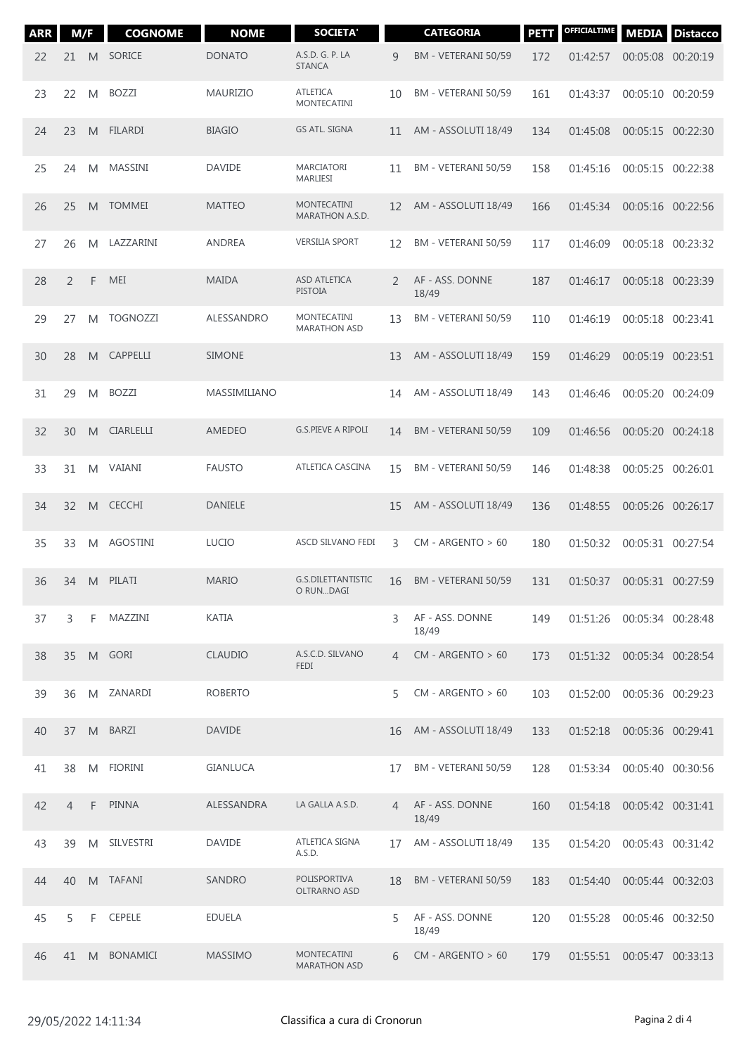| ARR | M/F | | COGNOME | NOME | SOCIETA' | | CATEGORIA | PETT | OFFICIALTIME | MEDIA | Distacco |
|---|---|---|---|---|---|---|---|---|---|---|---|
| 22 | 21 | M | SORICE | DONATO | A.S.D. G. P. LA STANCA | 9 | BM - VETERANI 50/59 | 172 | 01:42:57 | 00:05:08 | 00:20:19 |
| 23 | 22 | M | BOZZI | MAURIZIO | ATLETICA MONTECATINI | 10 | BM - VETERANI 50/59 | 161 | 01:43:37 | 00:05:10 | 00:20:59 |
| 24 | 23 | M | FILARDI | BIAGIO | GS ATL. SIGNA | 11 | AM - ASSOLUTI 18/49 | 134 | 01:45:08 | 00:05:15 | 00:22:30 |
| 25 | 24 | M | MASSINI | DAVIDE | MARCIATORI MARLIESI | 11 | BM - VETERANI 50/59 | 158 | 01:45:16 | 00:05:15 | 00:22:38 |
| 26 | 25 | M | TOMMEI | MATTEO | MONTECATINI MARATHON A.S.D. | 12 | AM - ASSOLUTI 18/49 | 166 | 01:45:34 | 00:05:16 | 00:22:56 |
| 27 | 26 | M | LAZZARINI | ANDREA | VERSILIA SPORT | 12 | BM - VETERANI 50/59 | 117 | 01:46:09 | 00:05:18 | 00:23:32 |
| 28 | 2 | F | MEI | MAIDA | ASD ATLETICA PISTOIA | 2 | AF - ASS. DONNE 18/49 | 187 | 01:46:17 | 00:05:18 | 00:23:39 |
| 29 | 27 | M | TOGNOZZI | ALESSANDRO | MONTECATINI MARATHON ASD | 13 | BM - VETERANI 50/59 | 110 | 01:46:19 | 00:05:18 | 00:23:41 |
| 30 | 28 | M | CAPPELLI | SIMONE | | 13 | AM - ASSOLUTI 18/49 | 159 | 01:46:29 | 00:05:19 | 00:23:51 |
| 31 | 29 | M | BOZZI | MASSIMILIANO | | 14 | AM - ASSOLUTI 18/49 | 143 | 01:46:46 | 00:05:20 | 00:24:09 |
| 32 | 30 | M | CIARLELLI | AMEDEO | G.S.PIEVE A RIPOLI | 14 | BM - VETERANI 50/59 | 109 | 01:46:56 | 00:05:20 | 00:24:18 |
| 33 | 31 | M | VAIANI | FAUSTO | ATLETICA CASCINA | 15 | BM - VETERANI 50/59 | 146 | 01:48:38 | 00:05:25 | 00:26:01 |
| 34 | 32 | M | CECCHI | DANIELE | | 15 | AM - ASSOLUTI 18/49 | 136 | 01:48:55 | 00:05:26 | 00:26:17 |
| 35 | 33 | M | AGOSTINI | LUCIO | ASCD SILVANO FEDI | 3 | CM - ARGENTO > 60 | 180 | 01:50:32 | 00:05:31 | 00:27:54 |
| 36 | 34 | M | PILATI | MARIO | G.S.DILETTANTISTICO RUN...DAGI | 16 | BM - VETERANI 50/59 | 131 | 01:50:37 | 00:05:31 | 00:27:59 |
| 37 | 3 | F | MAZZINI | KATIA | | 3 | AF - ASS. DONNE 18/49 | 149 | 01:51:26 | 00:05:34 | 00:28:48 |
| 38 | 35 | M | GORI | CLAUDIO | A.S.C.D. SILVANO FEDI | 4 | CM - ARGENTO > 60 | 173 | 01:51:32 | 00:05:34 | 00:28:54 |
| 39 | 36 | M | ZANARDI | ROBERTO | | 5 | CM - ARGENTO > 60 | 103 | 01:52:00 | 00:05:36 | 00:29:23 |
| 40 | 37 | M | BARZI | DAVIDE | | 16 | AM - ASSOLUTI 18/49 | 133 | 01:52:18 | 00:05:36 | 00:29:41 |
| 41 | 38 | M | FIORINI | GIANLUCA | | 17 | BM - VETERANI 50/59 | 128 | 01:53:34 | 00:05:40 | 00:30:56 |
| 42 | 4 | F | PINNA | ALESSANDRA | LA GALLA A.S.D. | 4 | AF - ASS. DONNE 18/49 | 160 | 01:54:18 | 00:05:42 | 00:31:41 |
| 43 | 39 | M | SILVESTRI | DAVIDE | ATLETICA SIGNA A.S.D. | 17 | AM - ASSOLUTI 18/49 | 135 | 01:54:20 | 00:05:43 | 00:31:42 |
| 44 | 40 | M | TAFANI | SANDRO | POLISPORTIVA OLTRARNO ASD | 18 | BM - VETERANI 50/59 | 183 | 01:54:40 | 00:05:44 | 00:32:03 |
| 45 | 5 | F | CEPELE | EDUELA | | 5 | AF - ASS. DONNE 18/49 | 120 | 01:55:28 | 00:05:46 | 00:32:50 |
| 46 | 41 | M | BONAMICI | MASSIMO | MONTECATINI MARATHON ASD | 6 | CM - ARGENTO > 60 | 179 | 01:55:51 | 00:05:47 | 00:33:13 |

29/05/2022 14:11:34 Classifica a cura di Cronorun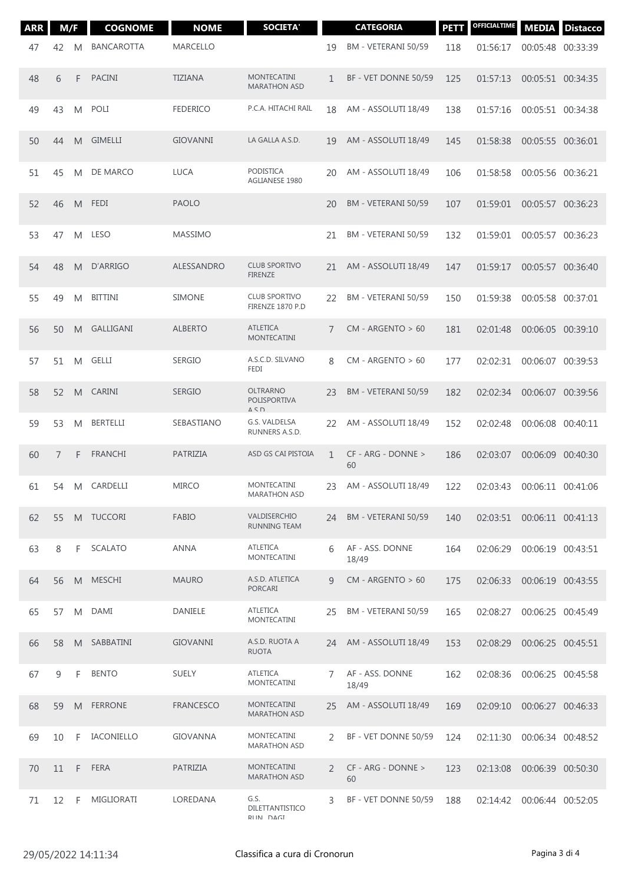| ARR | M/F | | COGNOME | NOME | SOCIETA' | | CATEGORIA | PETT | OFFICIALTIME | MEDIA | Distacco |
|---|---|---|---|---|---|---|---|---|---|---|---|
| 47 | 42 | M | BANCAROTTA | MARCELLO | | 19 | BM - VETERANI 50/59 | 118 | 01:56:17 | 00:05:48 | 00:33:39 |
| 48 | 6 | F | PACINI | TIZIANA | MONTECATINI MARATHON ASD | 1 | BF - VET DONNE 50/59 | 125 | 01:57:13 | 00:05:51 | 00:34:35 |
| 49 | 43 | M | POLI | FEDERICO | P.C.A. HITACHI RAIL | 18 | AM - ASSOLUTI 18/49 | 138 | 01:57:16 | 00:05:51 | 00:34:38 |
| 50 | 44 | M | GIMELLI | GIOVANNI | LA GALLA A.S.D. | 19 | AM - ASSOLUTI 18/49 | 145 | 01:58:38 | 00:05:55 | 00:36:01 |
| 51 | 45 | M | DE MARCO | LUCA | PODISTICA AGLIANESE 1980 | 20 | AM - ASSOLUTI 18/49 | 106 | 01:58:58 | 00:05:56 | 00:36:21 |
| 52 | 46 | M | FEDI | PAOLO | | 20 | BM - VETERANI 50/59 | 107 | 01:59:01 | 00:05:57 | 00:36:23 |
| 53 | 47 | M | LESO | MASSIMO | | 21 | BM - VETERANI 50/59 | 132 | 01:59:01 | 00:05:57 | 00:36:23 |
| 54 | 48 | M | D'ARRIGO | ALESSANDRO | CLUB SPORTIVO FIRENZE | 21 | AM - ASSOLUTI 18/49 | 147 | 01:59:17 | 00:05:57 | 00:36:40 |
| 55 | 49 | M | BITTINI | SIMONE | CLUB SPORTIVO FIRENZE 1870 P.D | 22 | BM - VETERANI 50/59 | 150 | 01:59:38 | 00:05:58 | 00:37:01 |
| 56 | 50 | M | GALLIGANI | ALBERTO | ATLETICA MONTECATINI | 7 | CM - ARGENTO > 60 | 181 | 02:01:48 | 00:06:05 | 00:39:10 |
| 57 | 51 | M | GELLI | SERGIO | A.S.C.D. SILVANO FEDI | 8 | CM - ARGENTO > 60 | 177 | 02:02:31 | 00:06:07 | 00:39:53 |
| 58 | 52 | M | CARINI | SERGIO | OLTRARNO POLISPORTIVA A.S.D. | 23 | BM - VETERANI 50/59 | 182 | 02:02:34 | 00:06:07 | 00:39:56 |
| 59 | 53 | M | BERTELLI | SEBASTIANO | G.S. VALDELSA RUNNERS A.S.D. | 22 | AM - ASSOLUTI 18/49 | 152 | 02:02:48 | 00:06:08 | 00:40:11 |
| 60 | 7 | F | FRANCHI | PATRIZIA | ASD GS CAI PISTOIA | 1 | CF - ARG - DONNE > 60 | 186 | 02:03:07 | 00:06:09 | 00:40:30 |
| 61 | 54 | M | CARDELLI | MIRCO | MONTECATINI MARATHON ASD | 23 | AM - ASSOLUTI 18/49 | 122 | 02:03:43 | 00:06:11 | 00:41:06 |
| 62 | 55 | M | TUCCORI | FABIO | VALDISERCHIO RUNNING TEAM | 24 | BM - VETERANI 50/59 | 140 | 02:03:51 | 00:06:11 | 00:41:13 |
| 63 | 8 | F | SCALATO | ANNA | ATLETICA MONTECATINI | 6 | AF - ASS. DONNE 18/49 | 164 | 02:06:29 | 00:06:19 | 00:43:51 |
| 64 | 56 | M | MESCHI | MAURO | A.S.D. ATLETICA PORCARI | 9 | CM - ARGENTO > 60 | 175 | 02:06:33 | 00:06:19 | 00:43:55 |
| 65 | 57 | M | DAMI | DANIELE | ATLETICA MONTECATINI | 25 | BM - VETERANI 50/59 | 165 | 02:08:27 | 00:06:25 | 00:45:49 |
| 66 | 58 | M | SABBATINI | GIOVANNI | A.S.D. RUOTA A RUOTA | 24 | AM - ASSOLUTI 18/49 | 153 | 02:08:29 | 00:06:25 | 00:45:51 |
| 67 | 9 | F | BENTO | SUELY | ATLETICA MONTECATINI | 7 | AF - ASS. DONNE 18/49 | 162 | 02:08:36 | 00:06:25 | 00:45:58 |
| 68 | 59 | M | FERRONE | FRANCESCO | MONTECATINI MARATHON ASD | 25 | AM - ASSOLUTI 18/49 | 169 | 02:09:10 | 00:06:27 | 00:46:33 |
| 69 | 10 | F | IACONIELLO | GIOVANNA | MONTECATINI MARATHON ASD | 2 | BF - VET DONNE 50/59 | 124 | 02:11:30 | 00:06:34 | 00:48:52 |
| 70 | 11 | F | FERA | PATRIZIA | MONTECATINI MARATHON ASD | 2 | CF - ARG - DONNE > 60 | 123 | 02:13:08 | 00:06:39 | 00:50:30 |
| 71 | 12 | F | MIGLIORATI | LOREDANA | G.S. DILETTANTISTICO RUN DAGI | 3 | BF - VET DONNE 50/59 | 188 | 02:14:42 | 00:06:44 | 00:52:05 |

29/05/2022 14:11:34 Classifica a cura di Cronorun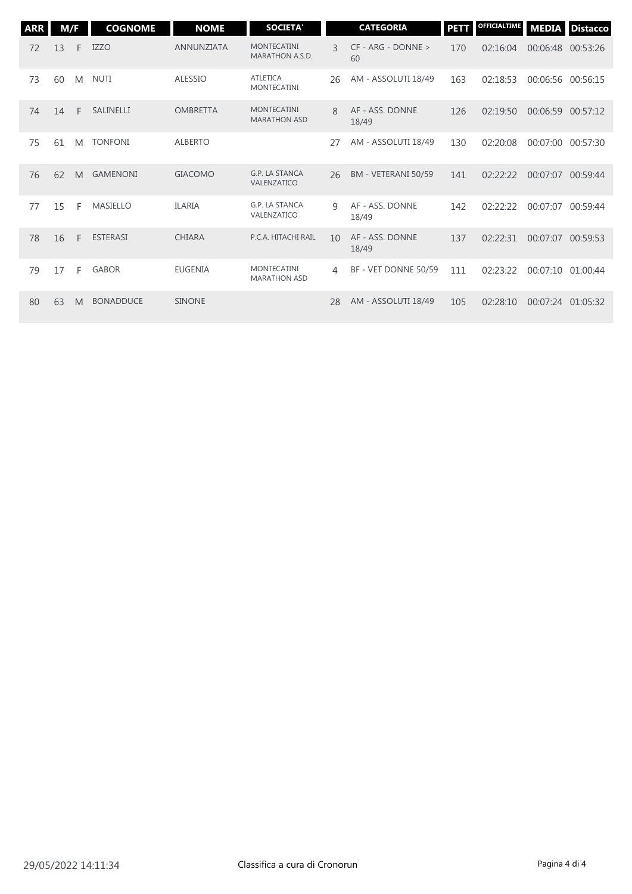| ARR | M/F | | COGNOME | NOME | SOCIETA' | | CATEGORIA | PETT | OFFICIALTIME | MEDIA | Distacco |
|---|---|---|---|---|---|---|---|---|---|---|---|
| 72 | 13 | F | IZZO | ANNUNZIATA | MONTECATINI MARATHON A.S.D. | 3 | CF - ARG - DONNE > 60 | 170 | 02:16:04 | 00:06:48 | 00:53:26 |
| 73 | 60 | M | NUTI | ALESSIO | ATLETICA MONTECATINI | 26 | AM - ASSOLUTI 18/49 | 163 | 02:18:53 | 00:06:56 | 00:56:15 |
| 74 | 14 | F | SALINELLI | OMBRETTA | MONTECATINI MARATHON ASD | 8 | AF - ASS. DONNE 18/49 | 126 | 02:19:50 | 00:06:59 | 00:57:12 |
| 75 | 61 | M | TONFONI | ALBERTO | | 27 | AM - ASSOLUTI 18/49 | 130 | 02:20:08 | 00:07:00 | 00:57:30 |
| 76 | 62 | M | GAMENONI | GIACOMO | G.P. LA STANCA VALENZATICO | 26 | BM - VETERANI 50/59 | 141 | 02:22:22 | 00:07:07 | 00:59:44 |
| 77 | 15 | F | MASIELLO | ILARIA | G.P. LA STANCA VALENZATICO | 9 | AF - ASS. DONNE 18/49 | 142 | 02:22:22 | 00:07:07 | 00:59:44 |
| 78 | 16 | F | ESTERASI | CHIARA | P.C.A. HITACHI RAIL | 10 | AF - ASS. DONNE 18/49 | 137 | 02:22:31 | 00:07:07 | 00:59:53 |
| 79 | 17 | F | GABOR | EUGENIA | MONTECATINI MARATHON ASD | 4 | BF - VET DONNE 50/59 | 111 | 02:23:22 | 00:07:10 | 01:00:44 |
| 80 | 63 | M | BONADDUCE | SINONE | | 28 | AM - ASSOLUTI 18/49 | 105 | 02:28:10 | 00:07:24 | 01:05:32 |

29/05/2022 14:11:34 Classifica a cura di Cronorun